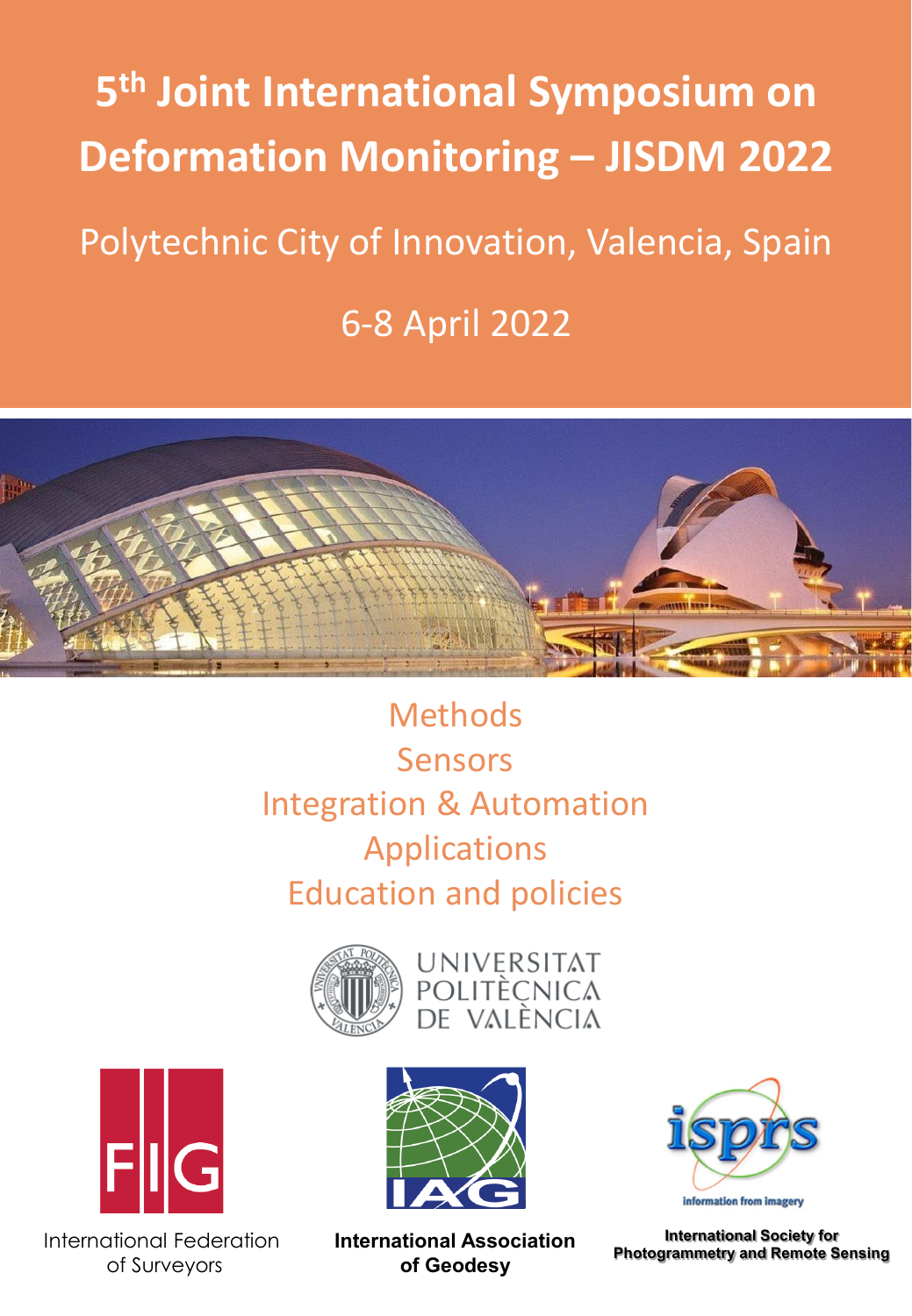# 5th Joint International Symposium on Deformation Monitoring – JISDM 2022

Polytechnic City of Innovation, Valencia, Spain

6-8 April 2022

Methods
Sensors
Integration & Automation
Applications
Education and policies

UNIVERSITAT POLITÈCNICA DE VALÈNCIA

International Federation of Surveyors

International Association of Geodesy

International Society for Photogrammetry and Remote Sensing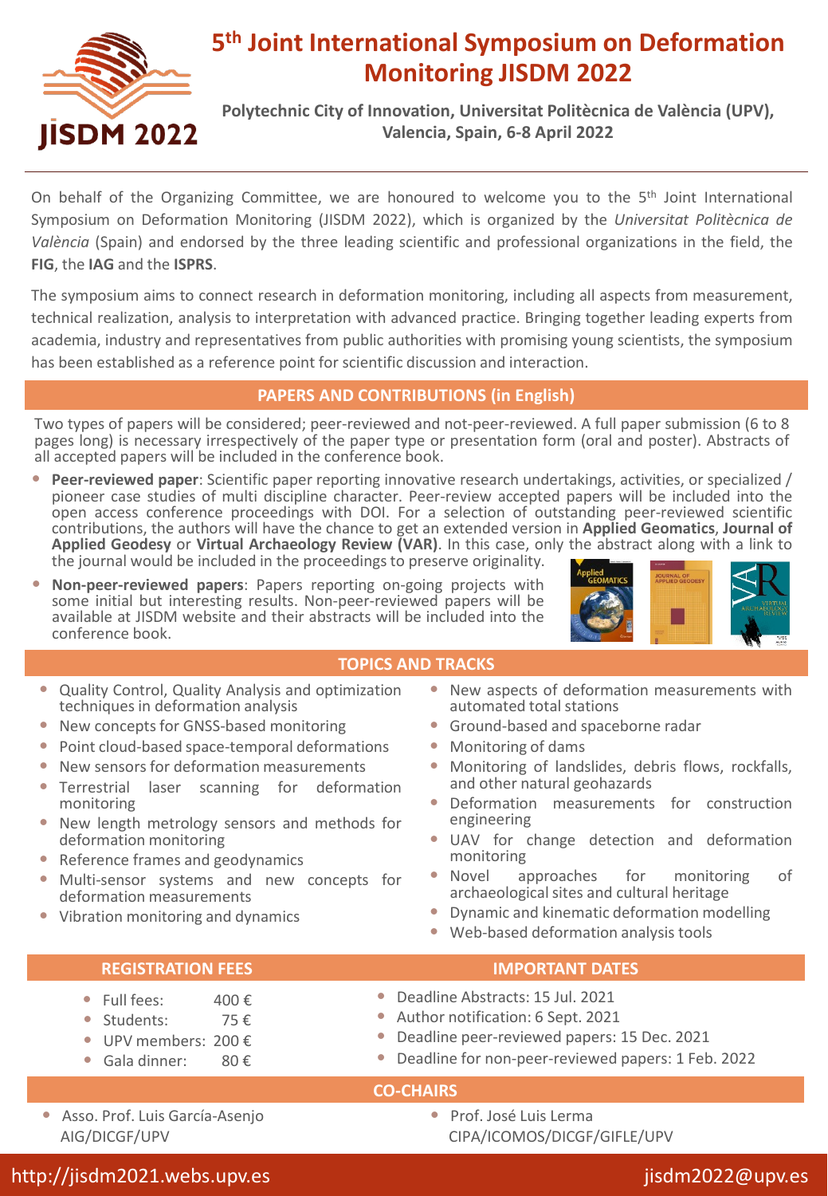# 5th Joint International Symposium on Deformation Monitoring JISDM 2022

**Polytechnic City of Innovation, Universitat Politècnica de València (UPV), Valencia, Spain, 6-8 April 2022**

On behalf of the Organizing Committee, we are honoured to welcome you to the 5th Joint International Symposium on Deformation Monitoring (JISDM 2022), which is organized by the *Universitat Politècnica de València* (Spain) and endorsed by the three leading scientific and professional organizations in the field, the **FIG**, the **IAG** and the **ISPRS**.

The symposium aims to connect research in deformation monitoring, including all aspects from measurement, technical realization, analysis to interpretation with advanced practice. Bringing together leading experts from academia, industry and representatives from public authorities with promising young scientists, the symposium has been established as a reference point for scientific discussion and interaction.

## PAPERS AND CONTRIBUTIONS (in English)

Two types of papers will be considered; peer-reviewed and not-peer-reviewed. A full paper submission (6 to 8 pages long) is necessary irrespectively of the paper type or presentation form (oral and poster). Abstracts of all accepted papers will be included in the conference book.

- **Peer-reviewed paper**: Scientific paper reporting innovative research undertakings, activities, or specialized / pioneer case studies of multi discipline character. Peer-review accepted papers will be included into the open access conference proceedings with DOI. For a selection of outstanding peer-reviewed scientific contributions, the authors will have the chance to get an extended version in **Applied Geomatics**, **Journal of Applied Geodesy** or **Virtual Archaeology Review (VAR)**. In this case, only the abstract along with a link to the journal would be included in the proceedings to preserve originality.
- **Non-peer-reviewed papers**: Papers reporting on-going projects with some initial but interesting results. Non-peer-reviewed papers will be available at JISDM website and their abstracts will be included into the conference book.

## TOPICS AND TRACKS

- Quality Control, Quality Analysis and optimization techniques in deformation analysis
- New concepts for GNSS-based monitoring
- Point cloud-based space-temporal deformations
- New sensors for deformation measurements
- Terrestrial laser scanning for deformation monitoring
- New length metrology sensors and methods for deformation monitoring
- Reference frames and geodynamics
- Multi-sensor systems and new concepts for deformation measurements
- Vibration monitoring and dynamics
- New aspects of deformation measurements with automated total stations
- Ground-based and spaceborne radar
- Monitoring of dams
- Monitoring of landslides, debris flows, rockfalls, and other natural geohazards
- Deformation measurements for construction engineering
- UAV for change detection and deformation monitoring
- Novel approaches for monitoring of archaeological sites and cultural heritage
- Dynamic and kinematic deformation modelling
- Web-based deformation analysis tools

## REGISTRATION FEES

- Full fees: 400 €
- Students: 75 €
- UPV members: 200 €
- Gala dinner: 80 €

## IMPORTANT DATES

- Deadline Abstracts: 15 Jul. 2021
- Author notification: 6 Sept. 2021
- Deadline peer-reviewed papers: 15 Dec. 2021
- Deadline for non-peer-reviewed papers: 1 Feb. 2022

## CO-CHAIRS

- Asso. Prof. Luis García-Asenjo
  AIG/DICGF/UPV
- Prof. José Luis Lerma
  CIPA/ICOMOS/DICGF/GIFLE/UPV

http://jisdm2021.webs.upv.es jisdm2022@upv.es